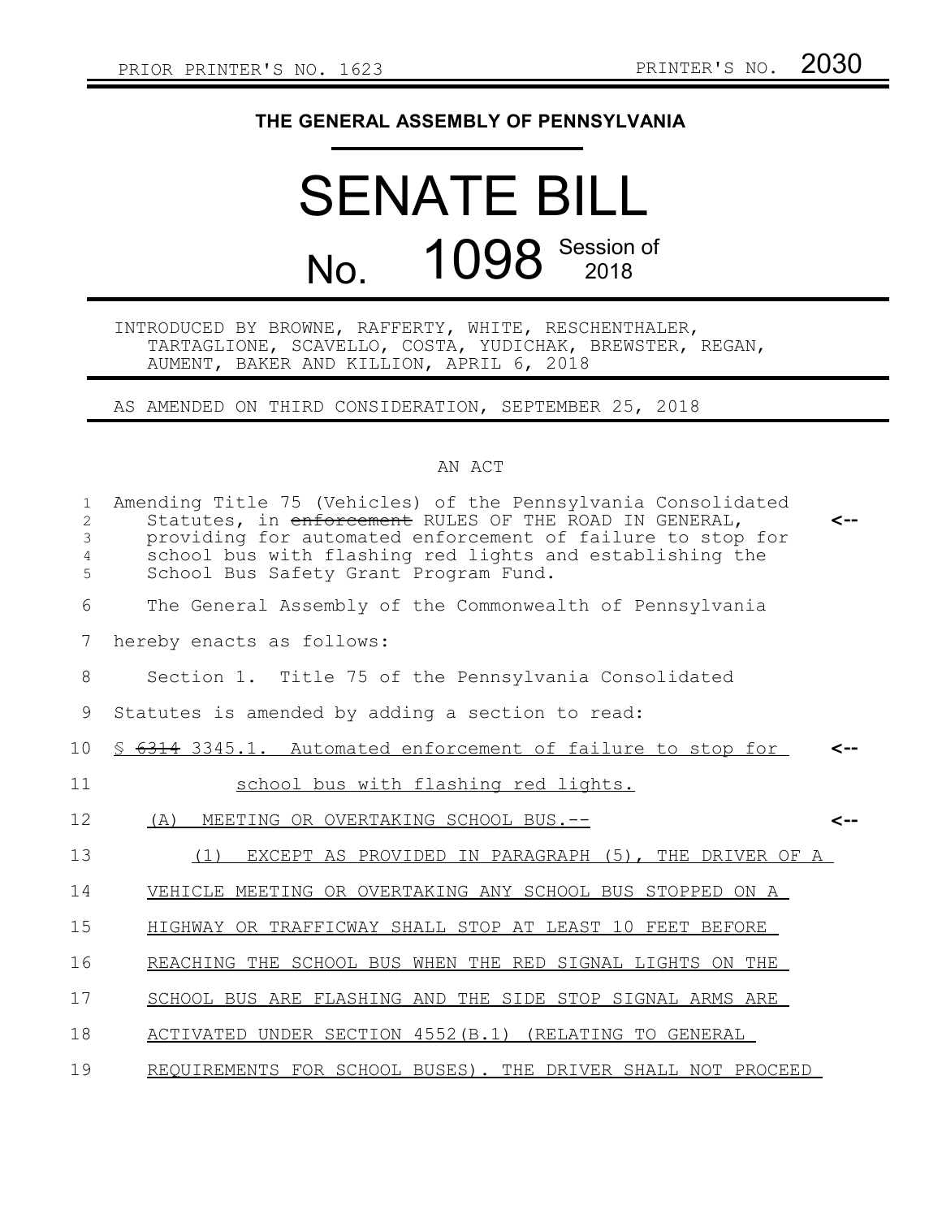PRIOR PRINTER'S NO. 1623 PRINTER'S NO. 2030

# THE GENERAL ASSEMBLY OF PENNSYLVANIA

# SENATE BILL

# No. 1098 Session of 2018

INTRODUCED BY BROWNE, RAFFERTY, WHITE, RESCHENTHALER, TARTAGLIONE, SCAVELLO, COSTA, YUDICHAK, BREWSTER, REGAN, AUMENT, BAKER AND KILLION, APRIL 6, 2018

AS AMENDED ON THIRD CONSIDERATION, SEPTEMBER 25, 2018

AN ACT

1 Amending Title 75 (Vehicles) of the Pennsylvania Consolidated
2 Statutes, in ~~enforcement~~ RULES OF THE ROAD IN GENERAL, <--
3 providing for automated enforcement of failure to stop for
4 school bus with flashing red lights and establishing the
5 School Bus Safety Grant Program Fund.

6 The General Assembly of the Commonwealth of Pennsylvania
7 hereby enacts as follows:

8 Section 1. Title 75 of the Pennsylvania Consolidated
9 Statutes is amended by adding a section to read:

10 § ~~6314~~ 3345.1. Automated enforcement of failure to stop for <--
11 school bus with flashing red lights.

12 (A) MEETING OR OVERTAKING SCHOOL BUS.-- <--

13 (1) EXCEPT AS PROVIDED IN PARAGRAPH (5), THE DRIVER OF A
14 VEHICLE MEETING OR OVERTAKING ANY SCHOOL BUS STOPPED ON A
15 HIGHWAY OR TRAFFICWAY SHALL STOP AT LEAST 10 FEET BEFORE
16 REACHING THE SCHOOL BUS WHEN THE RED SIGNAL LIGHTS ON THE
17 SCHOOL BUS ARE FLASHING AND THE SIDE STOP SIGNAL ARMS ARE
18 ACTIVATED UNDER SECTION 4552(B.1) (RELATING TO GENERAL
19 REQUIREMENTS FOR SCHOOL BUSES). THE DRIVER SHALL NOT PROCEED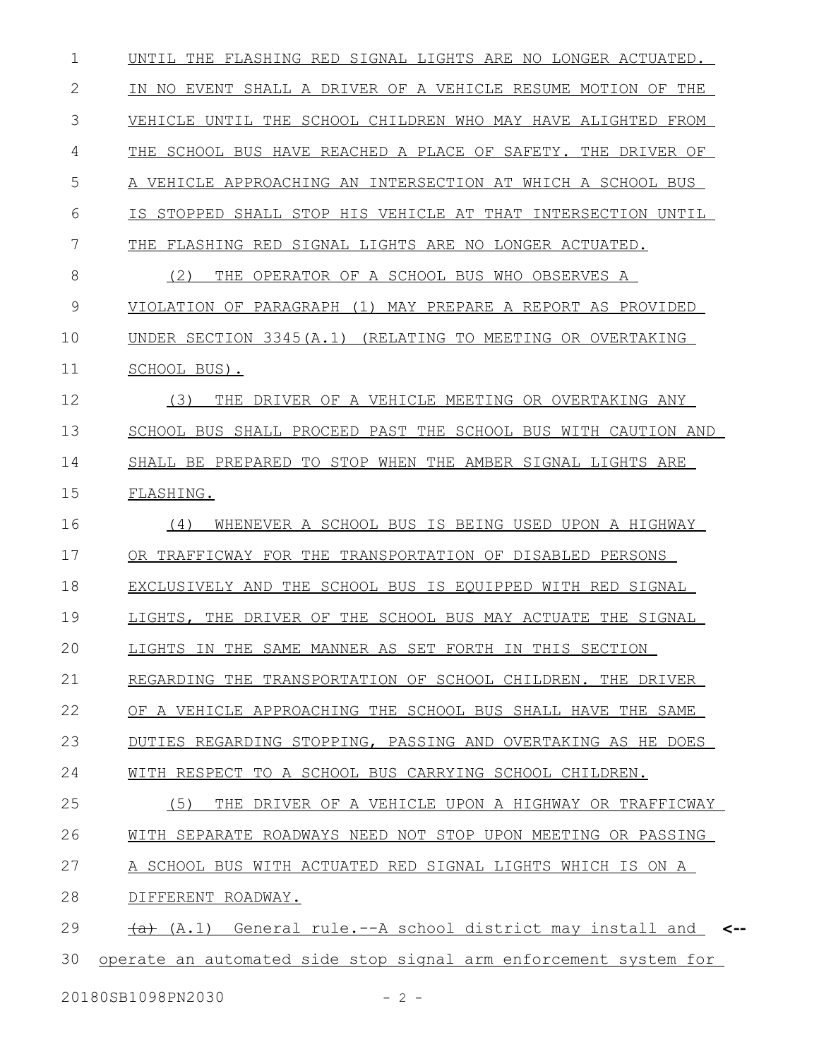UNTIL THE FLASHING RED SIGNAL LIGHTS ARE NO LONGER ACTUATED. IN NO EVENT SHALL A DRIVER OF A VEHICLE RESUME MOTION OF THE VEHICLE UNTIL THE SCHOOL CHILDREN WHO MAY HAVE ALIGHTED FROM THE SCHOOL BUS HAVE REACHED A PLACE OF SAFETY. THE DRIVER OF A VEHICLE APPROACHING AN INTERSECTION AT WHICH A SCHOOL BUS IS STOPPED SHALL STOP HIS VEHICLE AT THAT INTERSECTION UNTIL THE FLASHING RED SIGNAL LIGHTS ARE NO LONGER ACTUATED.

(2) THE OPERATOR OF A SCHOOL BUS WHO OBSERVES A VIOLATION OF PARAGRAPH (1) MAY PREPARE A REPORT AS PROVIDED UNDER SECTION 3345(A.1) (RELATING TO MEETING OR OVERTAKING SCHOOL BUS).

(3) THE DRIVER OF A VEHICLE MEETING OR OVERTAKING ANY SCHOOL BUS SHALL PROCEED PAST THE SCHOOL BUS WITH CAUTION AND SHALL BE PREPARED TO STOP WHEN THE AMBER SIGNAL LIGHTS ARE FLASHING.

(4) WHENEVER A SCHOOL BUS IS BEING USED UPON A HIGHWAY OR TRAFFICWAY FOR THE TRANSPORTATION OF DISABLED PERSONS EXCLUSIVELY AND THE SCHOOL BUS IS EQUIPPED WITH RED SIGNAL LIGHTS, THE DRIVER OF THE SCHOOL BUS MAY ACTUATE THE SIGNAL LIGHTS IN THE SAME MANNER AS SET FORTH IN THIS SECTION REGARDING THE TRANSPORTATION OF SCHOOL CHILDREN. THE DRIVER OF A VEHICLE APPROACHING THE SCHOOL BUS SHALL HAVE THE SAME DUTIES REGARDING STOPPING, PASSING AND OVERTAKING AS HE DOES WITH RESPECT TO A SCHOOL BUS CARRYING SCHOOL CHILDREN.

(5) THE DRIVER OF A VEHICLE UPON A HIGHWAY OR TRAFFICWAY WITH SEPARATE ROADWAYS NEED NOT STOP UPON MEETING OR PASSING A SCHOOL BUS WITH ACTUATED RED SIGNAL LIGHTS WHICH IS ON A DIFFERENT ROADWAY.

~~(a)~~ (A.1) General rule.--A school district may install and operate an automated side stop signal arm enforcement system for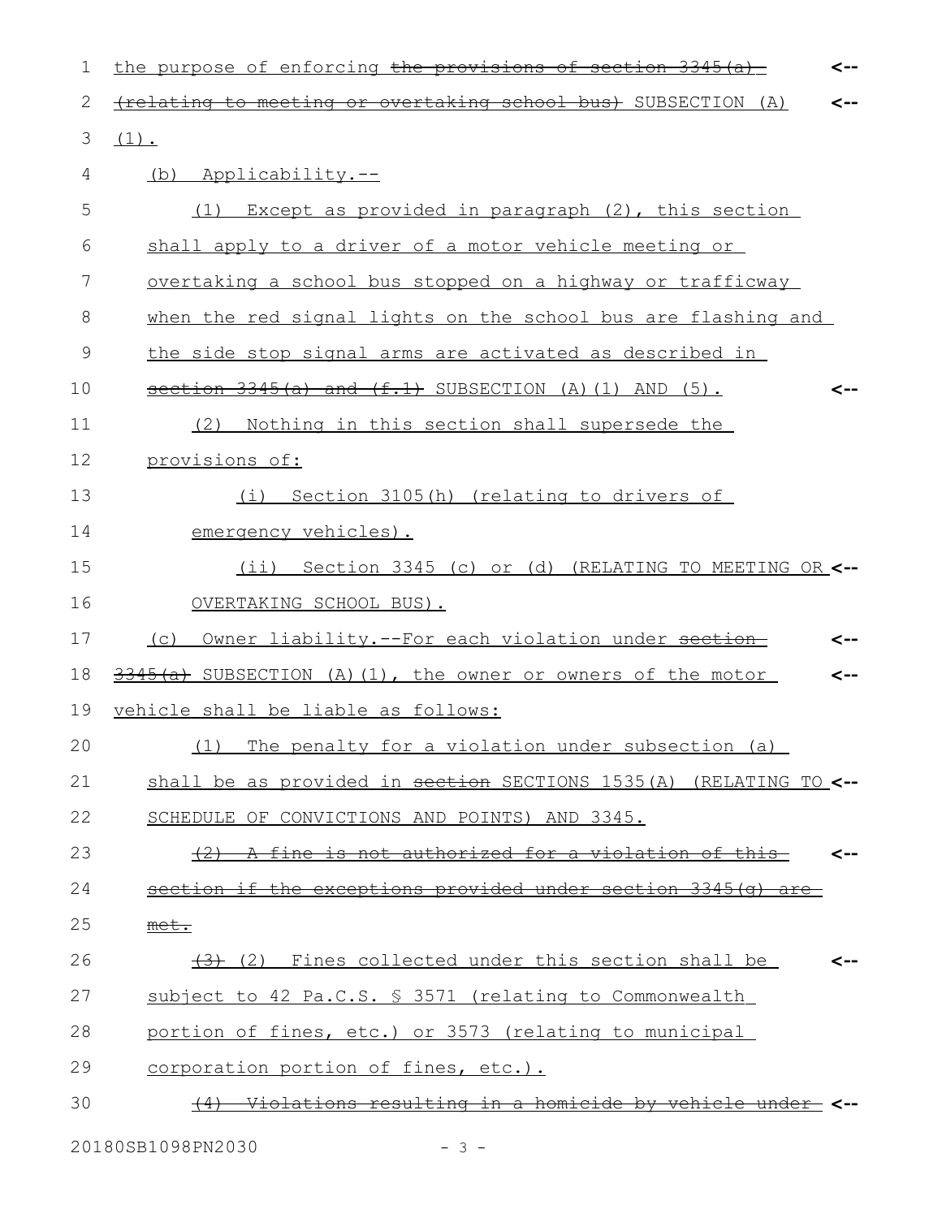the purpose of enforcing ~~the provisions of section 3345(a) (relating to meeting or overtaking school bus)~~ SUBSECTION (A) (1).

(b) Applicability.--

(1) Except as provided in paragraph (2), this section shall apply to a driver of a motor vehicle meeting or overtaking a school bus stopped on a highway or trafficway when the red signal lights on the school bus are flashing and the side stop signal arms are activated as described in ~~section 3345(a) and (f.1)~~ SUBSECTION (A)(1) AND (5).

(2) Nothing in this section shall supersede the provisions of:

(i) Section 3105(h) (relating to drivers of emergency vehicles).

(ii) Section 3345 (c) or (d) (RELATING TO MEETING OR OVERTAKING SCHOOL BUS).

(c) Owner liability.--For each violation under ~~section 3345(a)~~ SUBSECTION (A)(1), the owner or owners of the motor vehicle shall be liable as follows:

(1) The penalty for a violation under subsection (a) shall be as provided in ~~section~~ SECTIONS 1535(A) (RELATING TO SCHEDULE OF CONVICTIONS AND POINTS) AND 3345.

~~(2) A fine is not authorized for a violation of this section if the exceptions provided under section 3345(g) are met.~~

~~(3)~~ (2) Fines collected under this section shall be subject to 42 Pa.C.S. § 3571 (relating to Commonwealth portion of fines, etc.) or 3573 (relating to municipal corporation portion of fines, etc.).

~~(4) Violations resulting in a homicide by vehicle under~~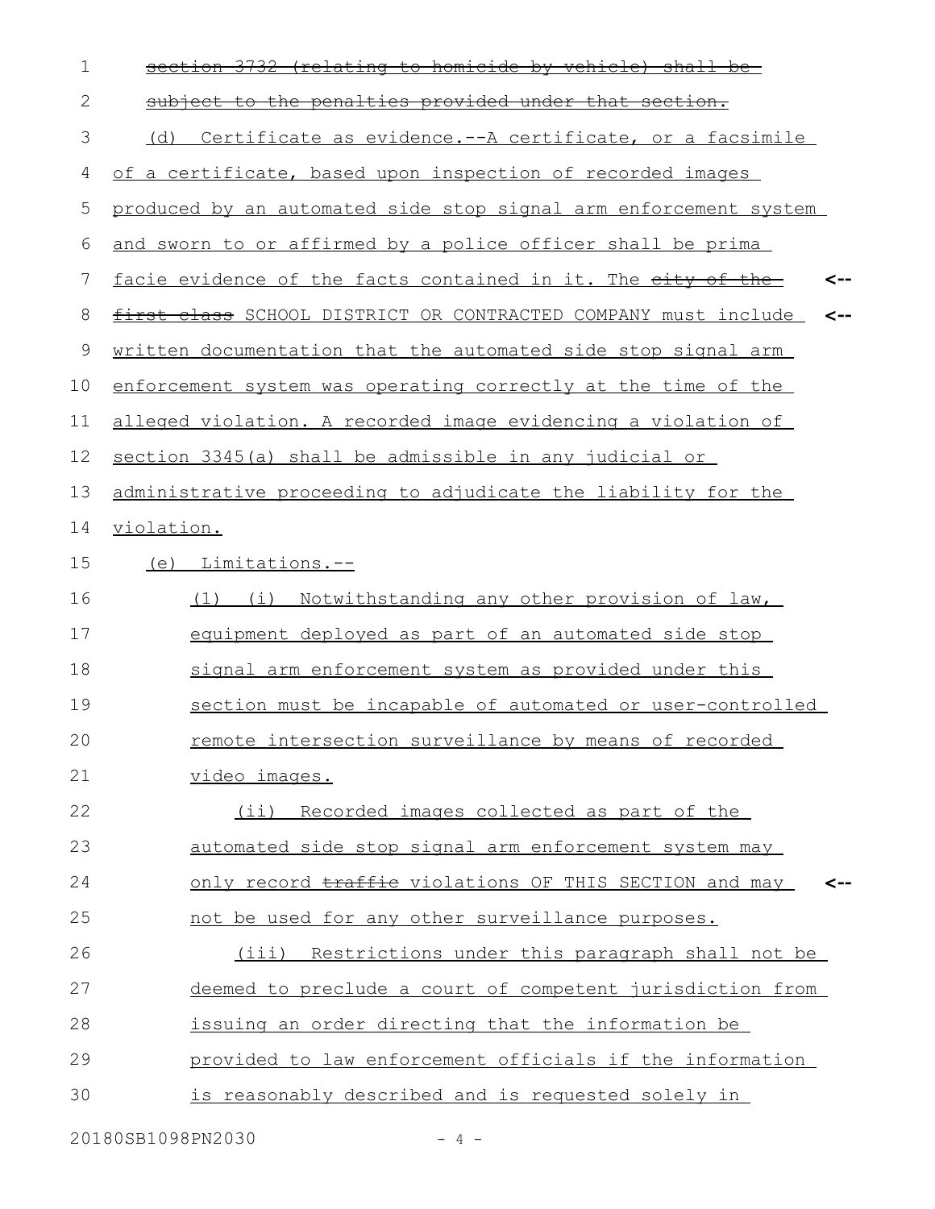~~section 3732 (relating to homicide by vehicle) shall be subject to the penalties provided under that section.~~

(d) Certificate as evidence.--A certificate, or a facsimile of a certificate, based upon inspection of recorded images produced by an automated side stop signal arm enforcement system and sworn to or affirmed by a police officer shall be prima facie evidence of the facts contained in it. The ~~city of the first class~~ SCHOOL DISTRICT OR CONTRACTED COMPANY must include written documentation that the automated side stop signal arm enforcement system was operating correctly at the time of the alleged violation. A recorded image evidencing a violation of section 3345(a) shall be admissible in any judicial or administrative proceeding to adjudicate the liability for the violation.

(e) Limitations.--

(1) (i) Notwithstanding any other provision of law, equipment deployed as part of an automated side stop signal arm enforcement system as provided under this section must be incapable of automated or user-controlled remote intersection surveillance by means of recorded video images.

(ii) Recorded images collected as part of the automated side stop signal arm enforcement system may only record ~~traffic~~ violations OF THIS SECTION and may not be used for any other surveillance purposes.

(iii) Restrictions under this paragraph shall not be deemed to preclude a court of competent jurisdiction from issuing an order directing that the information be provided to law enforcement officials if the information is reasonably described and is requested solely in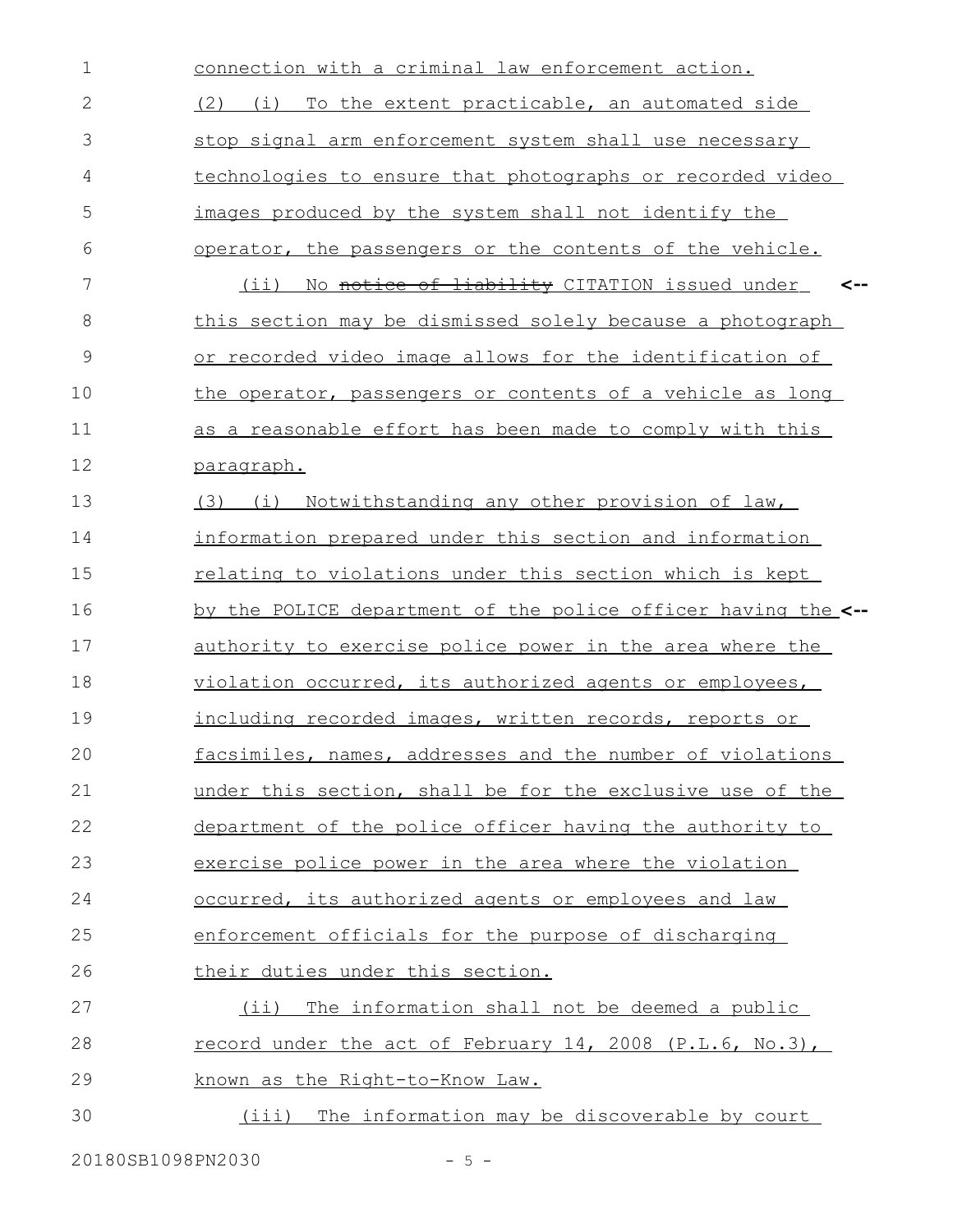connection with a criminal law enforcement action.

(2) (i) To the extent practicable, an automated side stop signal arm enforcement system shall use necessary technologies to ensure that photographs or recorded video images produced by the system shall not identify the operator, the passengers or the contents of the vehicle.

(ii) No ~~notice of liability~~ CITATION issued under this section may be dismissed solely because a photograph or recorded video image allows for the identification of the operator, passengers or contents of a vehicle as long as a reasonable effort has been made to comply with this paragraph.

(3) (i) Notwithstanding any other provision of law, information prepared under this section and information relating to violations under this section which is kept by the POLICE department of the police officer having the authority to exercise police power in the area where the violation occurred, its authorized agents or employees, including recorded images, written records, reports or facsimiles, names, addresses and the number of violations under this section, shall be for the exclusive use of the department of the police officer having the authority to exercise police power in the area where the violation occurred, its authorized agents or employees and law enforcement officials for the purpose of discharging their duties under this section.

(ii) The information shall not be deemed a public record under the act of February 14, 2008 (P.L.6, No.3), known as the Right-to-Know Law.

(iii) The information may be discoverable by court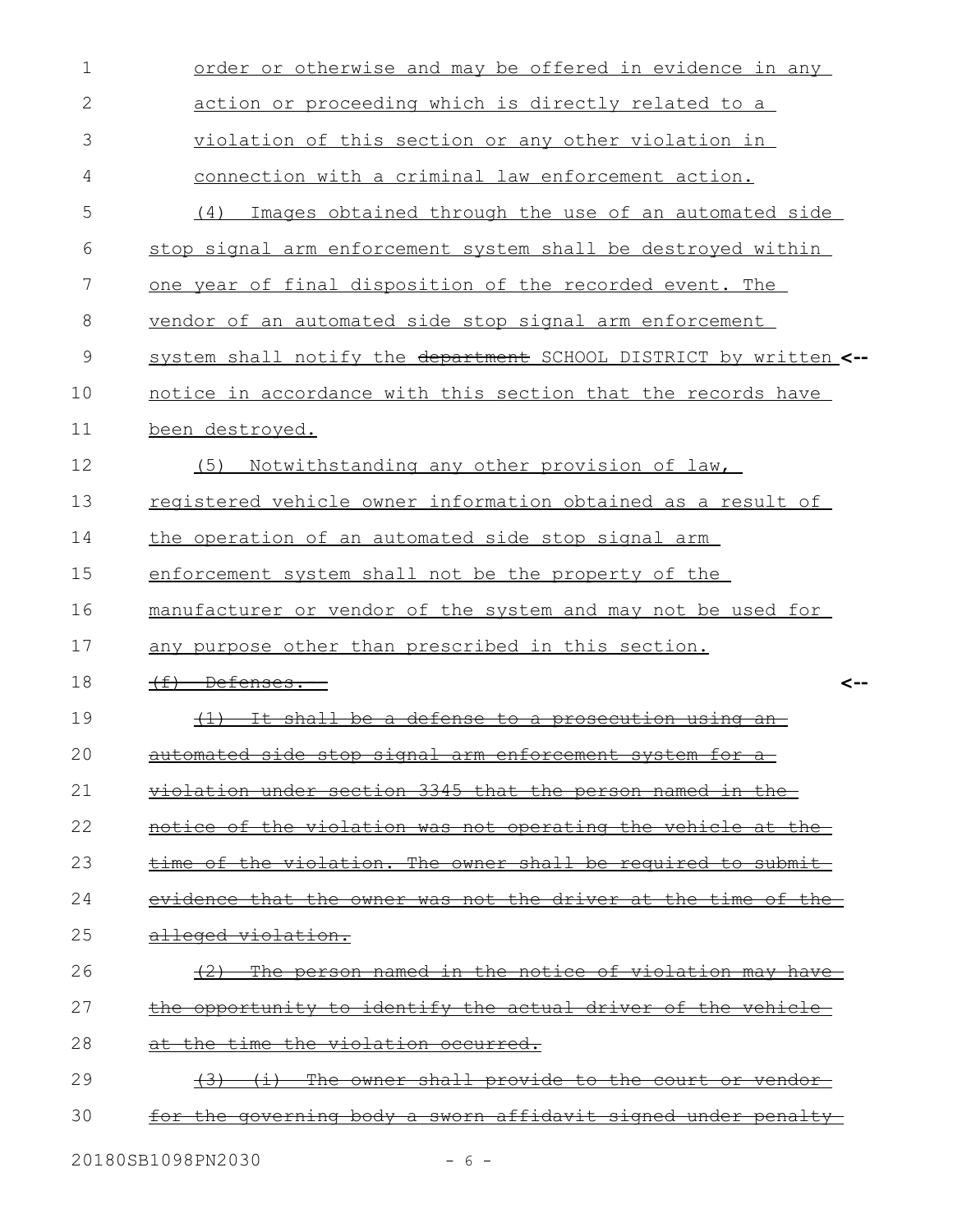order or otherwise and may be offered in evidence in any action or proceeding which is directly related to a violation of this section or any other violation in connection with a criminal law enforcement action.

(4) Images obtained through the use of an automated side stop signal arm enforcement system shall be destroyed within one year of final disposition of the recorded event. The vendor of an automated side stop signal arm enforcement system shall notify the ~~department~~ SCHOOL DISTRICT by written <-- notice in accordance with this section that the records have been destroyed.

(5) Notwithstanding any other provision of law, registered vehicle owner information obtained as a result of the operation of an automated side stop signal arm enforcement system shall not be the property of the manufacturer or vendor of the system and may not be used for any purpose other than prescribed in this section.

~~(f) Defenses.~~ <--

~~(1) It shall be a defense to a prosecution using an automated side stop signal arm enforcement system for a violation under section 3345 that the person named in the notice of the violation was not operating the vehicle at the time of the violation. The owner shall be required to submit evidence that the owner was not the driver at the time of the alleged violation.~~

~~(2) The person named in the notice of violation may have the opportunity to identify the actual driver of the vehicle at the time the violation occurred.~~

~~(3) (i) The owner shall provide to the court or vendor for the governing body a sworn affidavit signed under penalty~~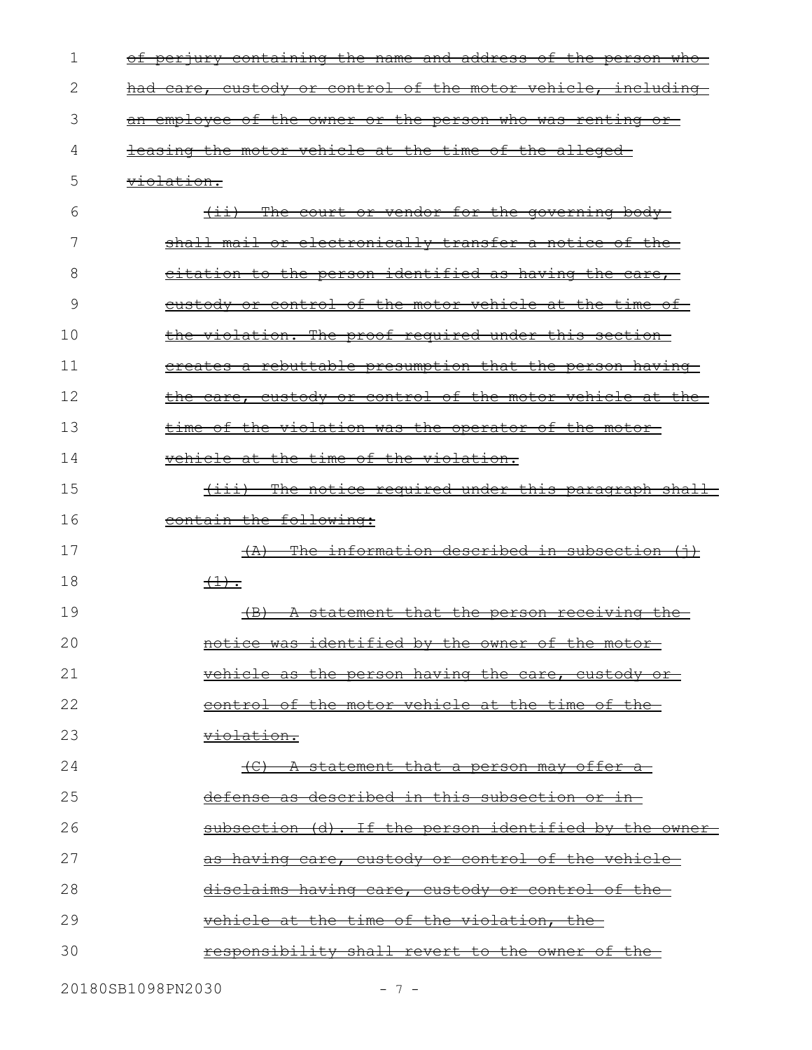~~of perjury containing the name and address of the person who had care, custody or control of the motor vehicle, including an employee of the owner or the person who was renting or leasing the motor vehicle at the time of the alleged violation.~~

~~(ii) The court or vendor for the governing body shall mail or electronically transfer a notice of the citation to the person identified as having the care, custody or control of the motor vehicle at the time of the violation. The proof required under this section creates a rebuttable presumption that the person having the care, custody or control of the motor vehicle at the time of the violation was the operator of the motor vehicle at the time of the violation.~~

~~(iii) The notice required under this paragraph shall contain the following:~~

~~(A) The information described in subsection (j)(1).~~

~~(B) A statement that the person receiving the notice was identified by the owner of the motor vehicle as the person having the care, custody or control of the motor vehicle at the time of the violation.~~

~~(C) A statement that a person may offer a defense as described in this subsection or in subsection (d). If the person identified by the owner as having care, custody or control of the vehicle disclaims having care, custody or control of the vehicle at the time of the violation, the responsibility shall revert to the owner of the~~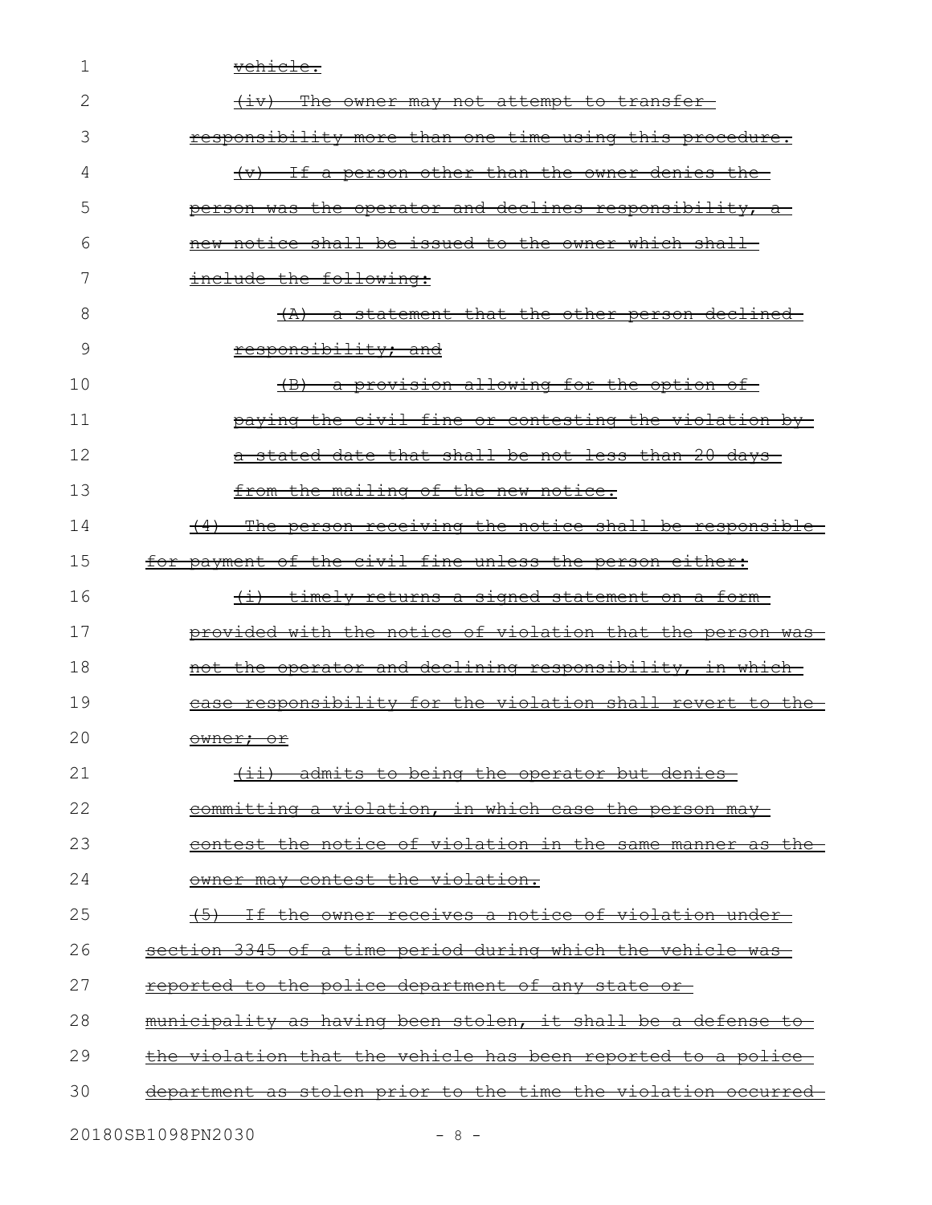~~vehicle.~~

~~(iv) The owner may not attempt to transfer responsibility more than one time using this procedure.~~

~~(v) If a person other than the owner denies the person was the operator and declines responsibility, a new notice shall be issued to the owner which shall include the following:~~

~~(A) a statement that the other person declined responsibility; and~~

~~(B) a provision allowing for the option of paying the civil fine or contesting the violation by a stated date that shall be not less than 20 days from the mailing of the new notice.~~

~~(4) The person receiving the notice shall be responsible for payment of the civil fine unless the person either:~~

~~(i) timely returns a signed statement on a form provided with the notice of violation that the person was not the operator and declining responsibility, in which case responsibility for the violation shall revert to the owner; or~~

~~(ii) admits to being the operator but denies committing a violation, in which case the person may contest the notice of violation in the same manner as the owner may contest the violation.~~

~~(5) If the owner receives a notice of violation under section 3345 of a time period during which the vehicle was reported to the police department of any state or municipality as having been stolen, it shall be a defense to the violation that the vehicle has been reported to a police department as stolen prior to the time the violation occurred~~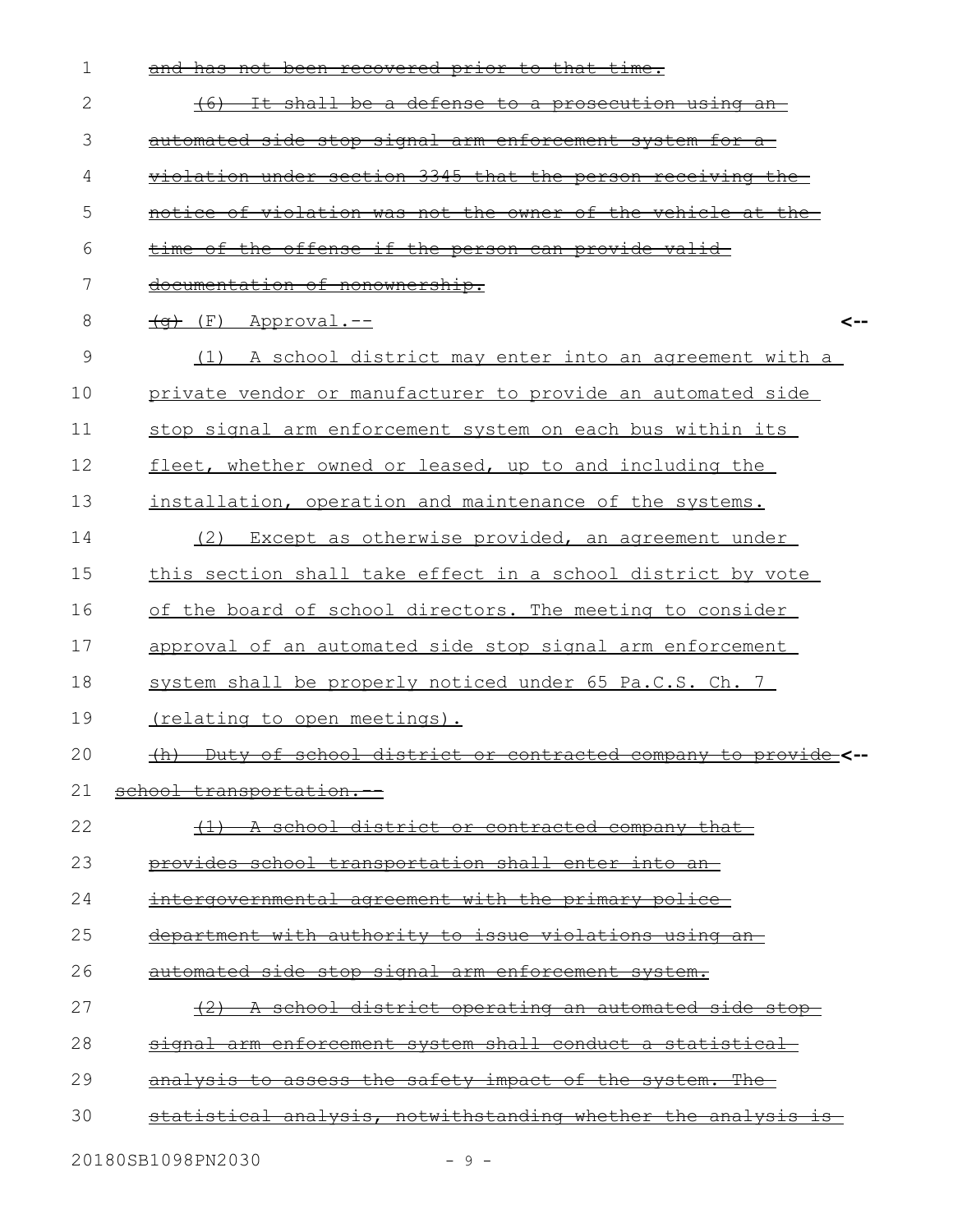~~and has not been recovered prior to that time.~~

~~(6) It shall be a defense to a prosecution using an automated side stop signal arm enforcement system for a violation under section 3345 that the person receiving the notice of violation was not the owner of the vehicle at the time of the offense if the person can provide valid documentation of nonownership.~~

~~(g)~~ (F) Approval.-- <--

<u>(1) A school district may enter into an agreement with a private vendor or manufacturer to provide an automated side stop signal arm enforcement system on each bus within its fleet, whether owned or leased, up to and including the installation, operation and maintenance of the systems.</u>

<u>(2) Except as otherwise provided, an agreement under this section shall take effect in a school district by vote of the board of school directors. The meeting to consider approval of an automated side stop signal arm enforcement system shall be properly noticed under 65 Pa.C.S. Ch. 7 (relating to open meetings).</u>

~~(h) Duty of school district or contracted company to provide school transportation.--~~ <--

~~(1) A school district or contracted company that provides school transportation shall enter into an intergovernmental agreement with the primary police department with authority to issue violations using an automated side stop signal arm enforcement system.~~

~~(2) A school district operating an automated side stop signal arm enforcement system shall conduct a statistical analysis to assess the safety impact of the system. The statistical analysis, notwithstanding whether the analysis is~~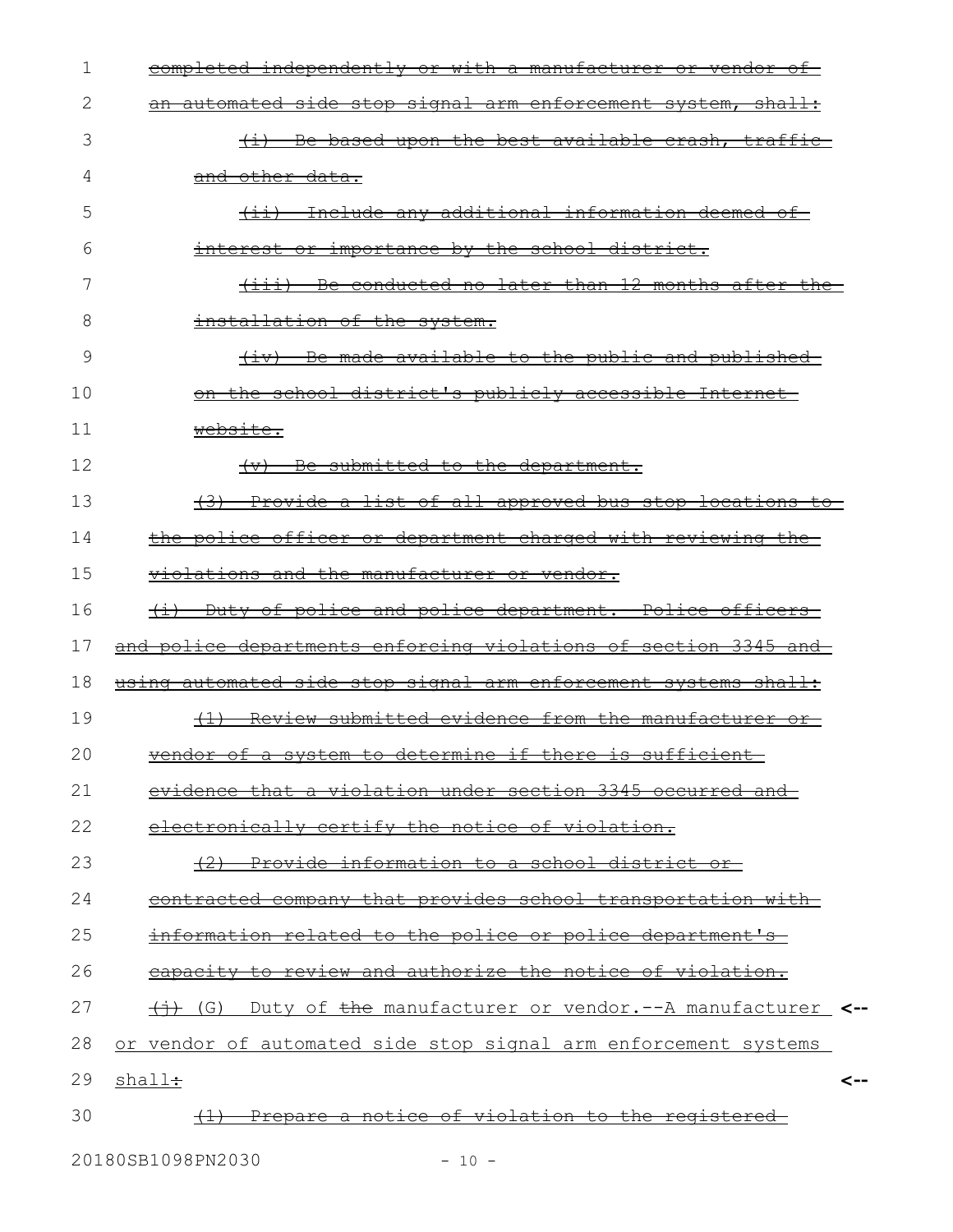~~completed independently or with a manufacturer or vendor of an automated side stop signal arm enforcement system, shall:~~

~~(i) Be based upon the best available crash, traffic and other data.~~

~~(ii) Include any additional information deemed of interest or importance by the school district.~~

~~(iii) Be conducted no later than 12 months after the installation of the system.~~

~~(iv) Be made available to the public and published on the school district's publicly accessible Internet website.~~

~~(v) Be submitted to the department.~~

~~(3) Provide a list of all approved bus stop locations to the police officer or department charged with reviewing the violations and the manufacturer or vendor.~~

~~(i) Duty of police and police department.--Police officers and police departments enforcing violations of section 3345 and using automated side stop signal arm enforcement systems shall:~~

~~(1) Review submitted evidence from the manufacturer or vendor of a system to determine if there is sufficient evidence that a violation under section 3345 occurred and electronically certify the notice of violation.~~

~~(2) Provide information to a school district or contracted company that provides school transportation with information related to the police or police department's capacity to review and authorize the notice of violation.~~

~~(j)~~ (G) Duty of ~~the~~ manufacturer or vendor.--A manufacturer or vendor of automated side stop signal arm enforcement systems shall~~:~~

~~(1) Prepare a notice of violation to the registered~~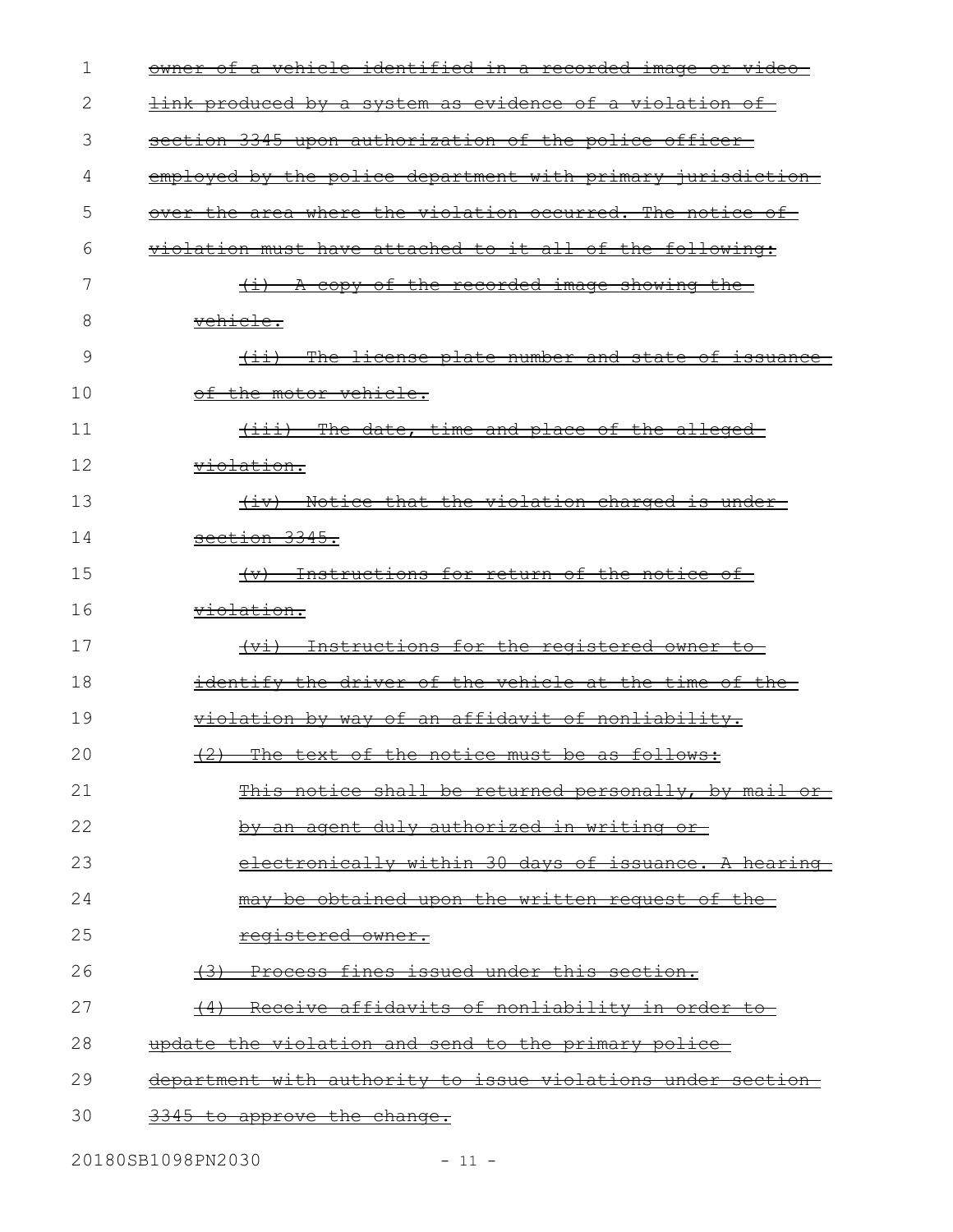~~owner of a vehicle identified in a recorded image or video link produced by a system as evidence of a violation of section 3345 upon authorization of the police officer employed by the police department with primary jurisdiction over the area where the violation occurred. The notice of violation must have attached to it all of the following:~~

~~(i) A copy of the recorded image showing the vehicle.~~

~~(ii) The license plate number and state of issuance of the motor vehicle.~~

~~(iii) The date, time and place of the alleged violation.~~

~~(iv) Notice that the violation charged is under section 3345.~~

~~(v) Instructions for return of the notice of violation.~~

~~(vi) Instructions for the registered owner to identify the driver of the vehicle at the time of the violation by way of an affidavit of nonliability.~~

~~(2) The text of the notice must be as follows:~~

~~This notice shall be returned personally, by mail or by an agent duly authorized in writing or electronically within 30 days of issuance. A hearing may be obtained upon the written request of the registered owner.~~

~~(3) Process fines issued under this section.~~

~~(4) Receive affidavits of nonliability in order to update the violation and send to the primary police department with authority to issue violations under section 3345 to approve the change.~~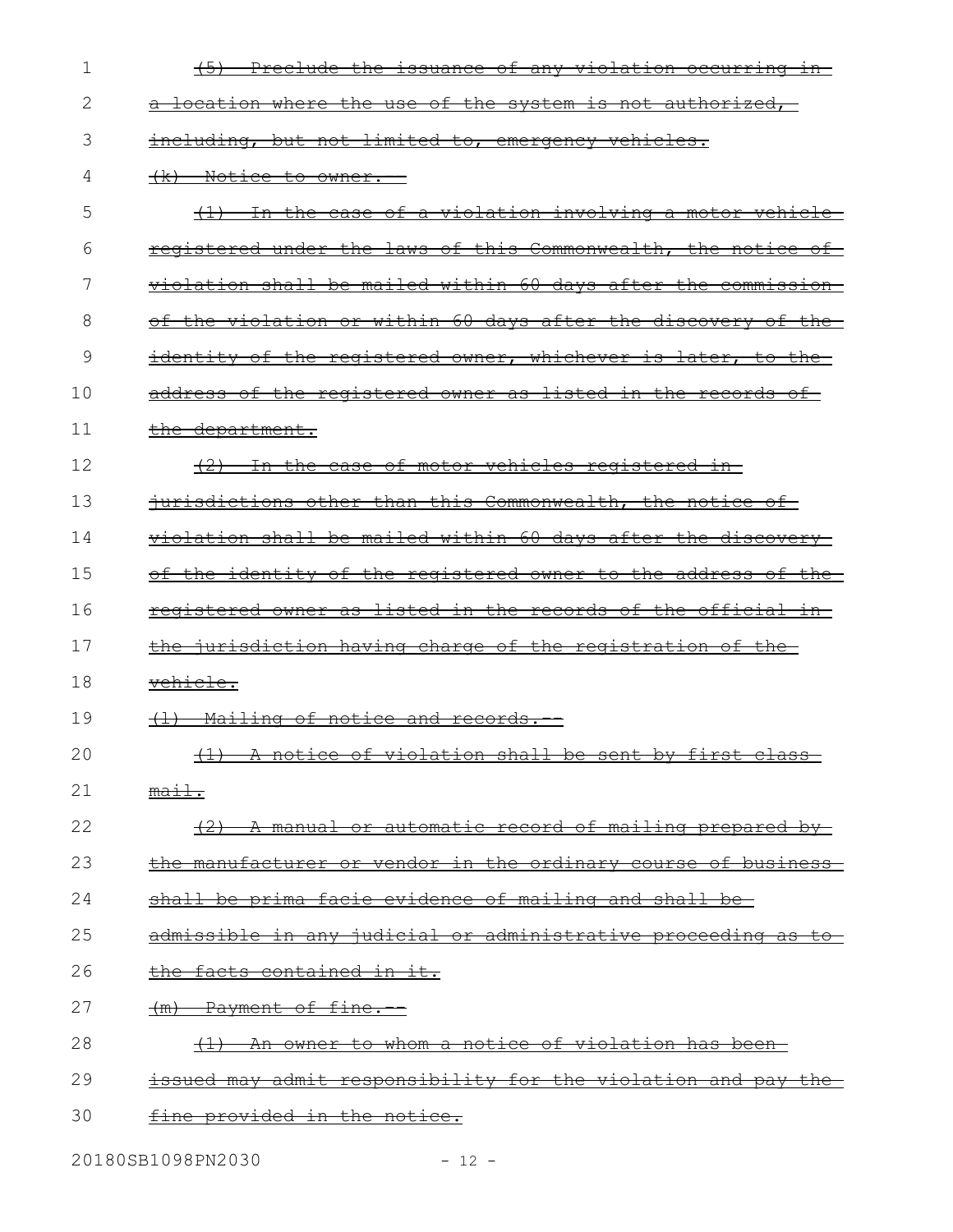~~(5) Preclude the issuance of any violation occurring in a location where the use of the system is not authorized, including, but not limited to, emergency vehicles.~~

~~(k) Notice to owner.--~~

~~(1) In the case of a violation involving a motor vehicle registered under the laws of this Commonwealth, the notice of violation shall be mailed within 60 days after the commission of the violation or within 60 days after the discovery of the identity of the registered owner, whichever is later, to the address of the registered owner as listed in the records of the department.~~

~~(2) In the case of motor vehicles registered in jurisdictions other than this Commonwealth, the notice of violation shall be mailed within 60 days after the discovery of the identity of the registered owner to the address of the registered owner as listed in the records of the official in the jurisdiction having charge of the registration of the vehicle.~~

~~(l) Mailing of notice and records.--~~

~~(1) A notice of violation shall be sent by first class mail.~~

~~(2) A manual or automatic record of mailing prepared by the manufacturer or vendor in the ordinary course of business shall be prima facie evidence of mailing and shall be admissible in any judicial or administrative proceeding as to the facts contained in it.~~

~~(m) Payment of fine.--~~

~~(1) An owner to whom a notice of violation has been issued may admit responsibility for the violation and pay the fine provided in the notice.~~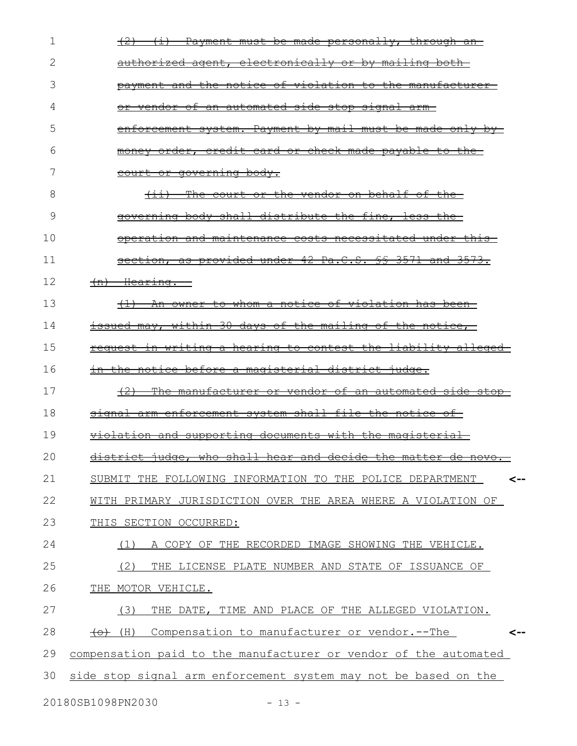~~(2) (i) Payment must be made personally, through an authorized agent, electronically or by mailing both payment and the notice of violation to the manufacturer or vendor of an automated side stop signal arm enforcement system. Payment by mail must be made only by money order, credit card or check made payable to the court or governing body.~~

~~(ii) The court or the vendor on behalf of the governing body shall distribute the fine, less the operation and maintenance costs necessitated under this section, as provided under 42 Pa.C.S. §§ 3571 and 3573.~~

~~(n) Hearing.--~~

~~(1) An owner to whom a notice of violation has been issued may, within 30 days of the mailing of the notice, request in writing a hearing to contest the liability alleged in the notice before a magisterial district judge.~~

~~(2) The manufacturer or vendor of an automated side stop signal arm enforcement system shall file the notice of violation and supporting documents with the magisterial district judge, who shall hear and decide the matter de novo.~~ SUBMIT THE FOLLOWING INFORMATION TO THE POLICE DEPARTMENT WITH PRIMARY JURISDICTION OVER THE AREA WHERE A VIOLATION OF THIS SECTION OCCURRED:

(1) A COPY OF THE RECORDED IMAGE SHOWING THE VEHICLE.

(2) THE LICENSE PLATE NUMBER AND STATE OF ISSUANCE OF THE MOTOR VEHICLE.

(3) THE DATE, TIME AND PLACE OF THE ALLEGED VIOLATION.

~~(o)~~ (H) Compensation to manufacturer or vendor.--The compensation paid to the manufacturer or vendor of the automated side stop signal arm enforcement system may not be based on the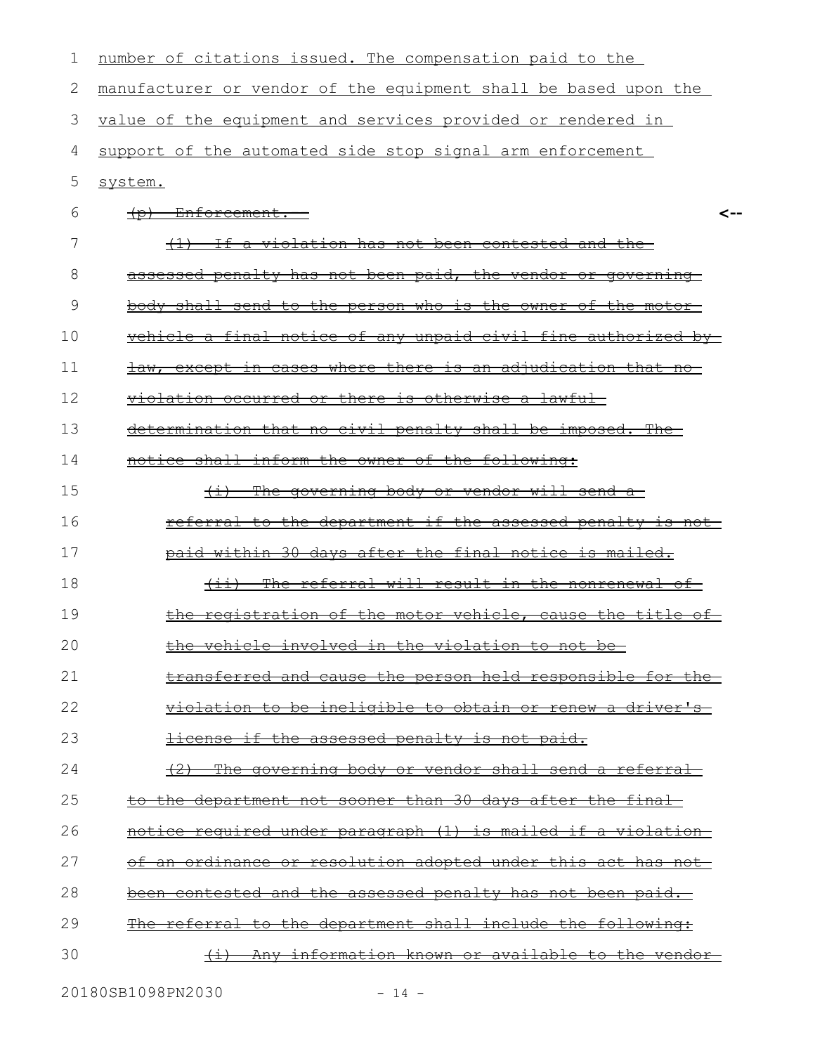number of citations issued. The compensation paid to the manufacturer or vendor of the equipment shall be based upon the value of the equipment and services provided or rendered in support of the automated side stop signal arm enforcement system.

~~(p) Enforcement.~~ <--

~~(1) If a violation has not been contested and the assessed penalty has not been paid, the vendor or governing body shall send to the person who is the owner of the motor vehicle a final notice of any unpaid civil fine authorized by law, except in cases where there is an adjudication that no violation occurred or there is otherwise a lawful determination that no civil penalty shall be imposed. The notice shall inform the owner of the following:~~

~~(i) The governing body or vendor will send a referral to the department if the assessed penalty is not paid within 30 days after the final notice is mailed.~~

~~(ii) The referral will result in the nonrenewal of the registration of the motor vehicle, cause the title of the vehicle involved in the violation to not be transferred and cause the person held responsible for the violation to be ineligible to obtain or renew a driver's license if the assessed penalty is not paid.~~

~~(2) The governing body or vendor shall send a referral to the department not sooner than 30 days after the final notice required under paragraph (1) is mailed if a violation of an ordinance or resolution adopted under this act has not been contested and the assessed penalty has not been paid. The referral to the department shall include the following:~~

~~(i) Any information known or available to the vendor~~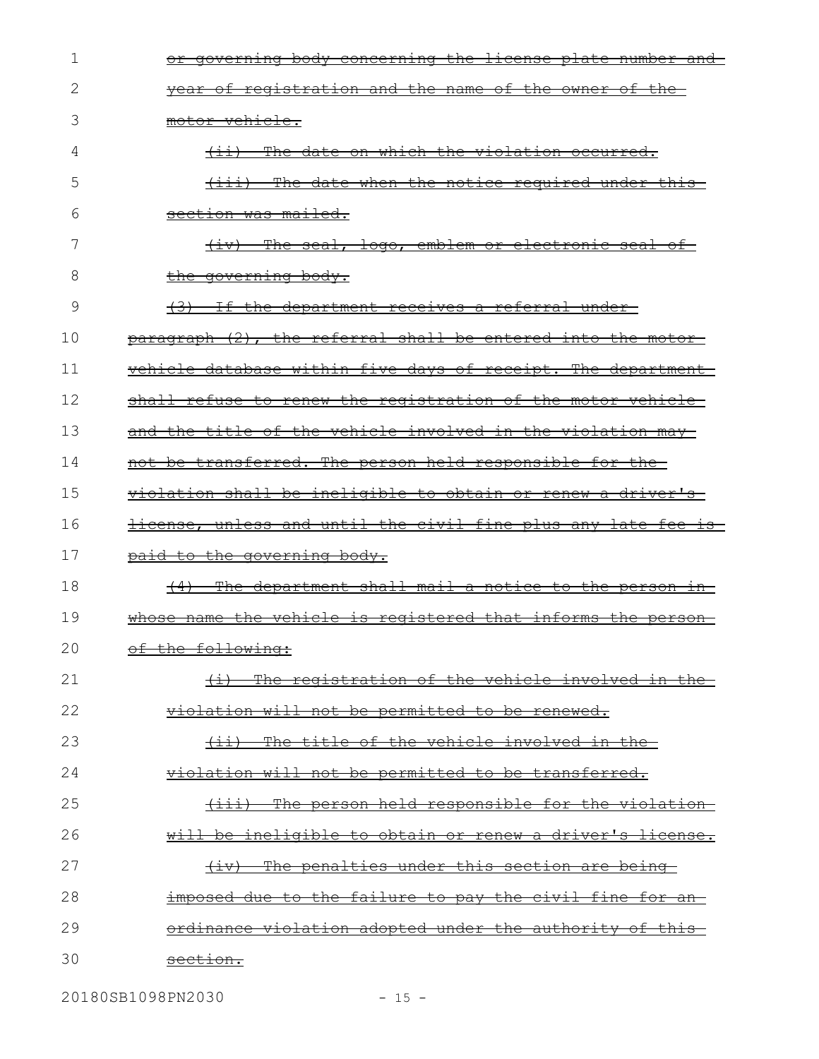~~or governing body concerning the license plate number and year of registration and the name of the owner of the motor vehicle.~~

~~(ii) The date on which the violation occurred.~~

~~(iii) The date when the notice required under this section was mailed.~~

~~(iv) The seal, logo, emblem or electronic seal of the governing body.~~

~~(3) If the department receives a referral under paragraph (2), the referral shall be entered into the motor vehicle database within five days of receipt. The department shall refuse to renew the registration of the motor vehicle and the title of the vehicle involved in the violation may not be transferred. The person held responsible for the violation shall be ineligible to obtain or renew a driver's license, unless and until the civil fine plus any late fee is paid to the governing body.~~

~~(4) The department shall mail a notice to the person in whose name the vehicle is registered that informs the person of the following:~~

~~(i) The registration of the vehicle involved in the violation will not be permitted to be renewed.~~

~~(ii) The title of the vehicle involved in the violation will not be permitted to be transferred.~~

~~(iii) The person held responsible for the violation will be ineligible to obtain or renew a driver's license.~~

~~(iv) The penalties under this section are being imposed due to the failure to pay the civil fine for an ordinance violation adopted under the authority of this section.~~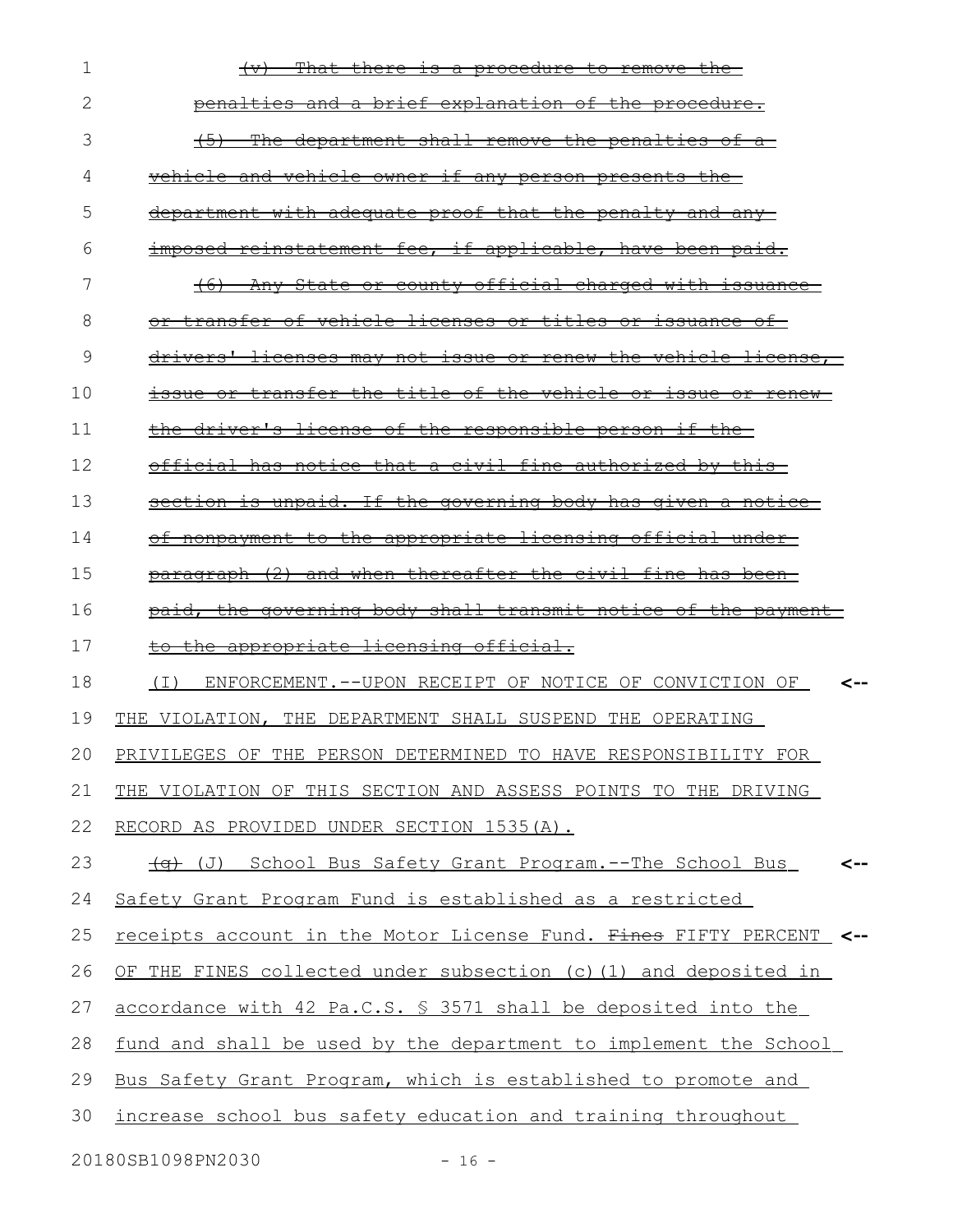~~(v) That there is a procedure to remove the penalties and a brief explanation of the procedure.~~

~~(5) The department shall remove the penalties of a vehicle and vehicle owner if any person presents the department with adequate proof that the penalty and any imposed reinstatement fee, if applicable, have been paid.~~

~~(6) Any State or county official charged with issuance or transfer of vehicle licenses or titles or issuance of drivers' licenses may not issue or renew the vehicle license, issue or transfer the title of the vehicle or issue or renew the driver's license of the responsible person if the official has notice that a civil fine authorized by this section is unpaid. If the governing body has given a notice of nonpayment to the appropriate licensing official under paragraph (2) and when thereafter the civil fine has been paid, the governing body shall transmit notice of the payment to the appropriate licensing official.~~

(I) ENFORCEMENT.--UPON RECEIPT OF NOTICE OF CONVICTION OF THE VIOLATION, THE DEPARTMENT SHALL SUSPEND THE OPERATING PRIVILEGES OF THE PERSON DETERMINED TO HAVE RESPONSIBILITY FOR THE VIOLATION OF THIS SECTION AND ASSESS POINTS TO THE DRIVING RECORD AS PROVIDED UNDER SECTION 1535(A).

~~(q)~~ (J) School Bus Safety Grant Program.--The School Bus Safety Grant Program Fund is established as a restricted receipts account in the Motor License Fund. ~~Fines~~ FIFTY PERCENT OF THE FINES collected under subsection (c)(1) and deposited in accordance with 42 Pa.C.S. § 3571 shall be deposited into the fund and shall be used by the department to implement the School Bus Safety Grant Program, which is established to promote and increase school bus safety education and training throughout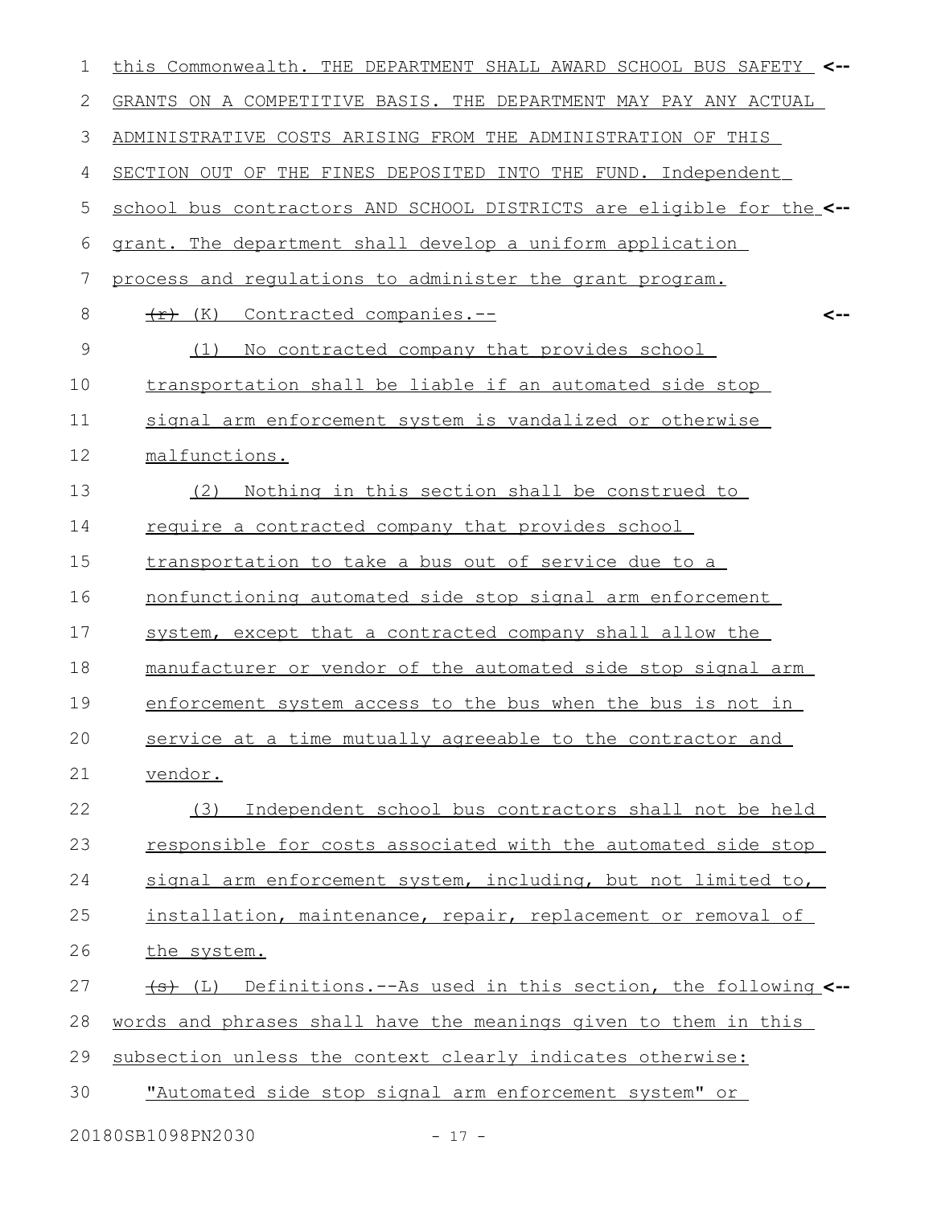this Commonwealth. THE DEPARTMENT SHALL AWARD SCHOOL BUS SAFETY GRANTS ON A COMPETITIVE BASIS. THE DEPARTMENT MAY PAY ANY ACTUAL ADMINISTRATIVE COSTS ARISING FROM THE ADMINISTRATION OF THIS SECTION OUT OF THE FINES DEPOSITED INTO THE FUND. Independent school bus contractors AND SCHOOL DISTRICTS are eligible for the grant. The department shall develop a uniform application process and regulations to administer the grant program.

~~(r)~~ (K) Contracted companies.--

(1) No contracted company that provides school transportation shall be liable if an automated side stop signal arm enforcement system is vandalized or otherwise malfunctions.

(2) Nothing in this section shall be construed to require a contracted company that provides school transportation to take a bus out of service due to a nonfunctioning automated side stop signal arm enforcement system, except that a contracted company shall allow the manufacturer or vendor of the automated side stop signal arm enforcement system access to the bus when the bus is not in service at a time mutually agreeable to the contractor and vendor.

(3) Independent school bus contractors shall not be held responsible for costs associated with the automated side stop signal arm enforcement system, including, but not limited to, installation, maintenance, repair, replacement or removal of the system.

~~(s)~~ (L) Definitions.--As used in this section, the following words and phrases shall have the meanings given to them in this subsection unless the context clearly indicates otherwise:

"Automated side stop signal arm enforcement system" or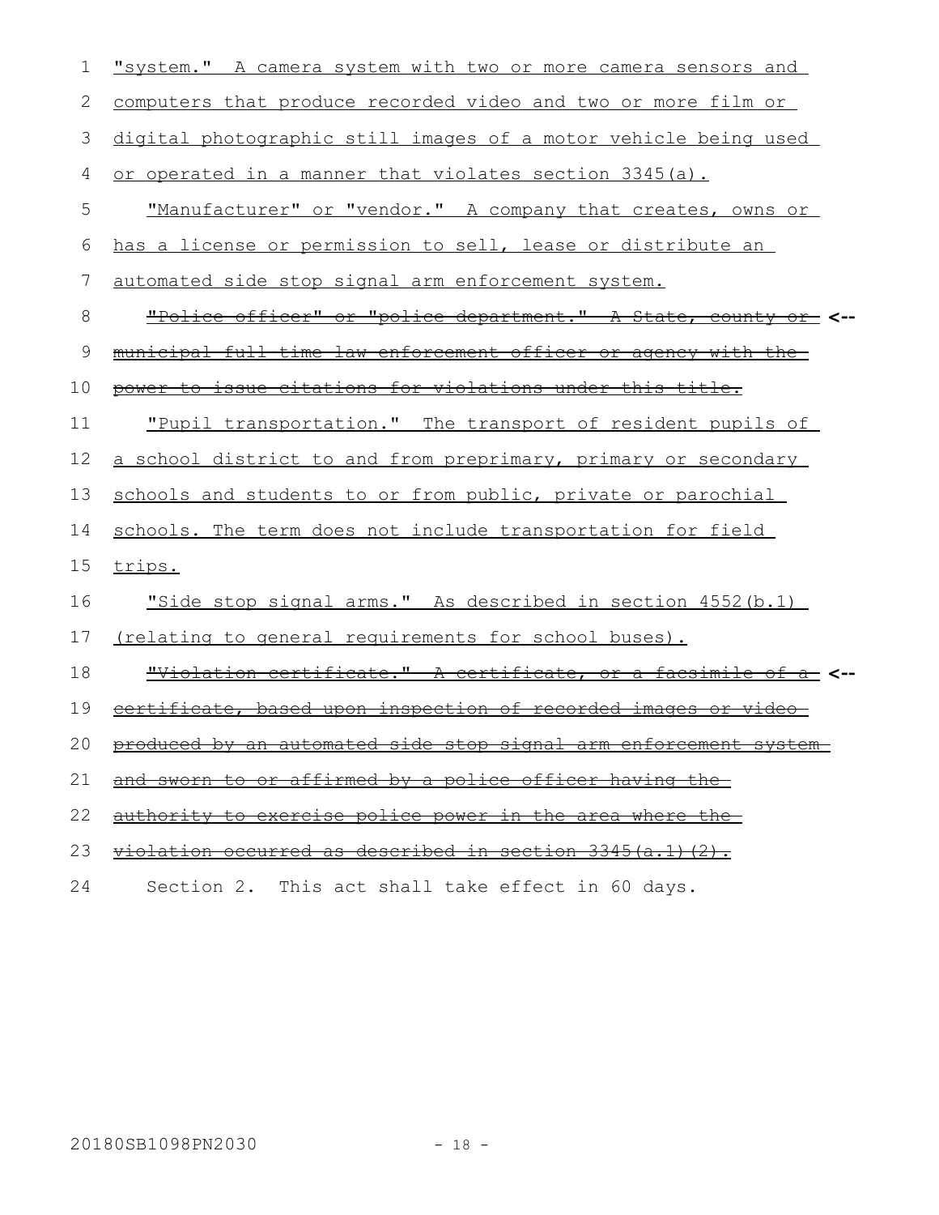"system." A camera system with two or more camera sensors and computers that produce recorded video and two or more film or digital photographic still images of a motor vehicle being used or operated in a manner that violates section 3345(a).

"Manufacturer" or "vendor." A company that creates, owns or has a license or permission to sell, lease or distribute an automated side stop signal arm enforcement system.

~~"Police officer" or "police department." A State, county or municipal full-time law enforcement officer or agency with the power to issue citations for violations under this title.~~ <--

"Pupil transportation." The transport of resident pupils of a school district to and from preprimary, primary or secondary schools and students to or from public, private or parochial schools. The term does not include transportation for field trips.

"Side stop signal arms." As described in section 4552(b.1) (relating to general requirements for school buses).

~~"Violation certificate." A certificate, or a facsimile of a certificate, based upon inspection of recorded images or video produced by an automated side stop signal arm enforcement system and sworn to or affirmed by a police officer having the authority to exercise police power in the area where the violation occurred as described in section 3345(a.1)(2).~~ <--

Section 2. This act shall take effect in 60 days.